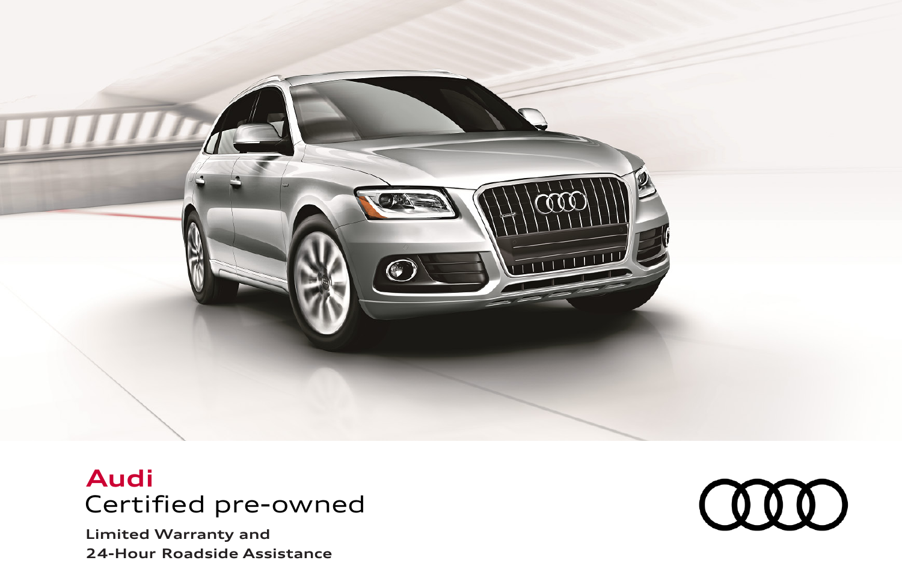# Audi

## Certified pre-owned

**Limited Warranty and**
**24-Hour Roadside Assistance**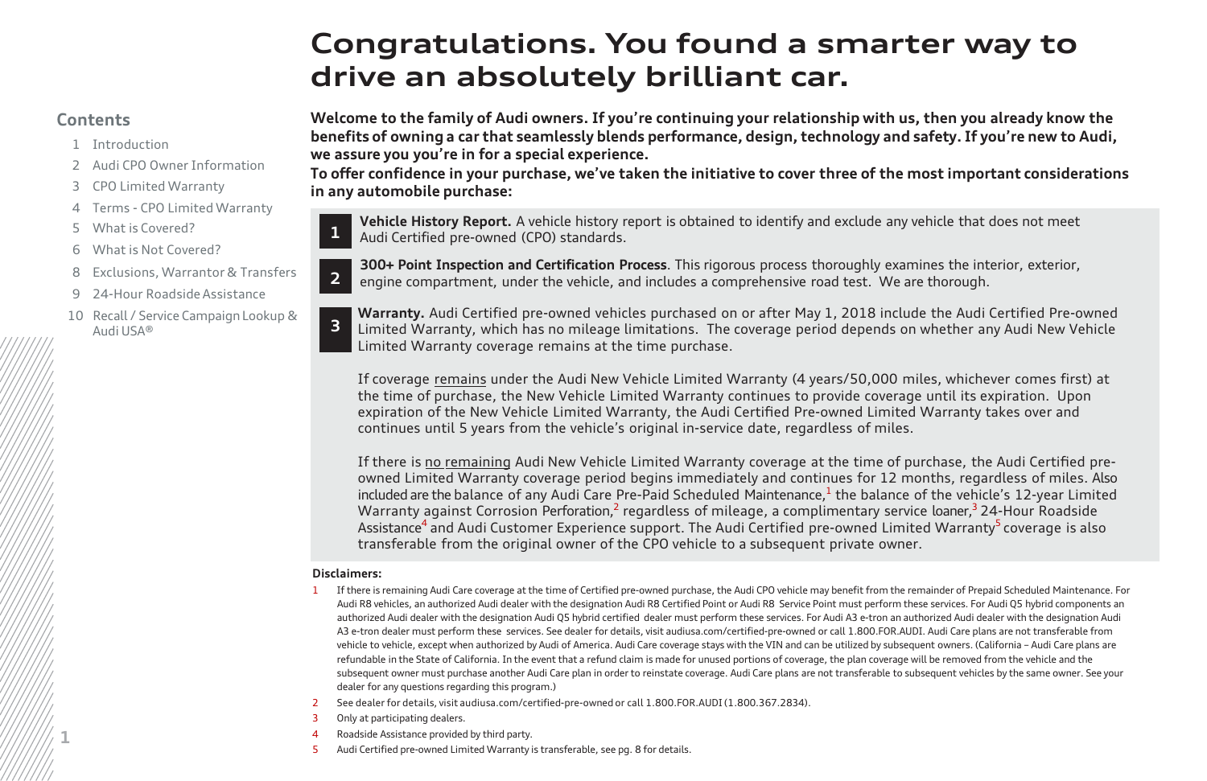# Congratulations. You found a smarter way to drive an absolutely brilliant car.

## Contents

1. Introduction
2. Audi CPO Owner Information
3. CPO Limited Warranty
4. Terms - CPO Limited Warranty
5. What is Covered?
6. What is Not Covered?
8. Exclusions, Warrantor & Transfers
9. 24-Hour Roadside Assistance
10. Recall / Service Campaign Lookup & Audi USA®

**Welcome to the family of Audi owners. If you're continuing your relationship with us, then you already know the benefits of owning a car that seamlessly blends performance, design, technology and safety. If you're new to Audi, we assure you you're in for a special experience.**

**To offer confidence in your purchase, we've taken the initiative to cover three of the most important considerations in any automobile purchase:**

**1** **Vehicle History Report.** A vehicle history report is obtained to identify and exclude any vehicle that does not meet Audi Certified pre-owned (CPO) standards.

**2** **300+ Point Inspection and Certification Process**. This rigorous process thoroughly examines the interior, exterior, engine compartment, under the vehicle, and includes a comprehensive road test. We are thorough.

**3** **Warranty.** Audi Certified pre-owned vehicles purchased on or after May 1, 2018 include the Audi Certified Pre-owned Limited Warranty, which has no mileage limitations. The coverage period depends on whether any Audi New Vehicle Limited Warranty coverage remains at the time purchase.

If coverage remains under the Audi New Vehicle Limited Warranty (4 years/50,000 miles, whichever comes first) at the time of purchase, the New Vehicle Limited Warranty continues to provide coverage until its expiration. Upon expiration of the New Vehicle Limited Warranty, the Audi Certified Pre-owned Limited Warranty takes over and continues until 5 years from the vehicle's original in-service date, regardless of miles.

If there is no remaining Audi New Vehicle Limited Warranty coverage at the time of purchase, the Audi Certified pre-owned Limited Warranty coverage period begins immediately and continues for 12 months, regardless of miles. Also included are the balance of any Audi Care Pre-Paid Scheduled Maintenance,[1] the balance of the vehicle's 12-year Limited Warranty against Corrosion Perforation,[2] regardless of mileage, a complimentary service loaner,[3] 24-Hour Roadside Assistance[4] and Audi Customer Experience support. The Audi Certified pre-owned Limited Warranty[5] coverage is also transferable from the original owner of the CPO vehicle to a subsequent private owner.

**Disclaimers:**

1. If there is remaining Audi Care coverage at the time of Certified pre-owned purchase, the Audi CPO vehicle may benefit from the remainder of Prepaid Scheduled Maintenance. For Audi R8 vehicles, an authorized Audi dealer with the designation Audi R8 Certified Point or Audi R8 Service Point must perform these services. For Audi Q5 hybrid components an authorized Audi dealer with the designation Audi Q5 hybrid certified dealer must perform these services. For Audi A3 e-tron an authorized Audi dealer with the designation Audi A3 e-tron dealer must perform these services. See dealer for details, visit audiusa.com/certified-pre-owned or call 1.800.FOR.AUDI. Audi Care plans are not transferable from vehicle to vehicle, except when authorized by Audi of America. Audi Care coverage stays with the VIN and can be utilized by subsequent owners. (California – Audi Care plans are refundable in the State of California. In the event that a refund claim is made for unused portions of coverage, the plan coverage will be removed from the vehicle and the subsequent owner must purchase another Audi Care plan in order to reinstate coverage. Audi Care plans are not transferable to subsequent vehicles by the same owner. See your dealer for any questions regarding this program.)
2. See dealer for details, visit audiusa.com/certified-pre-owned or call 1.800.FOR.AUDI (1.800.367.2834).
3. Only at participating dealers.
4. Roadside Assistance provided by third party.
5. Audi Certified pre-owned Limited Warranty is transferable, see pg. 8 for details.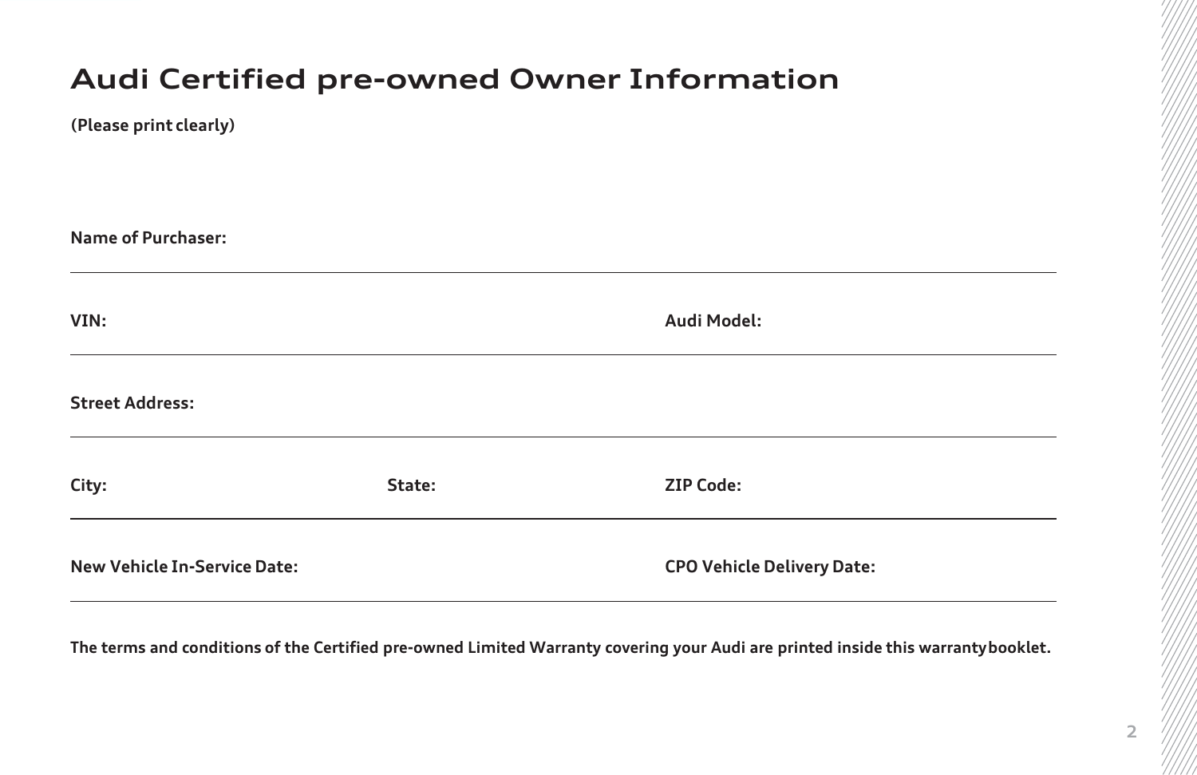# Audi Certified pre-owned Owner Information

**(Please print clearly)**

**Name of Purchaser:**

---

**VIN:** **Audi Model:**

---

**Street Address:**

---

**City:** **State:** **ZIP Code:**

---

**New Vehicle In-Service Date:** **CPO Vehicle Delivery Date:**

---

**The terms and conditions of the Certified pre-owned Limited Warranty covering your Audi are printed inside this warranty booklet.**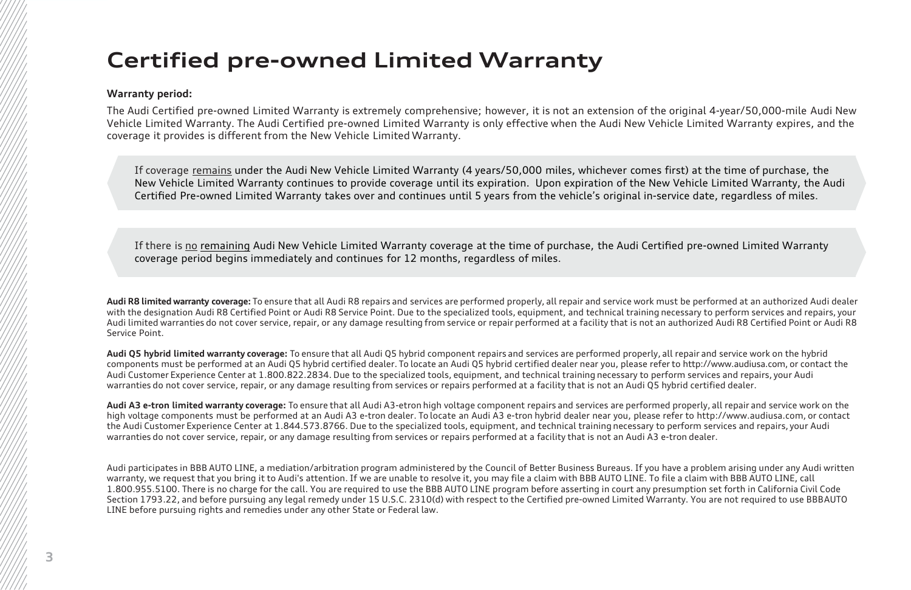# Certified pre-owned Limited Warranty

**Warranty period:**

The Audi Certified pre-owned Limited Warranty is extremely comprehensive; however, it is not an extension of the original 4-year/50,000-mile Audi New Vehicle Limited Warranty. The Audi Certified pre-owned Limited Warranty is only effective when the Audi New Vehicle Limited Warranty expires, and the coverage it provides is different from the New Vehicle Limited Warranty.

> If coverage <u>remains</u> under the Audi New Vehicle Limited Warranty (4 years/50,000 miles, whichever comes first) at the time of purchase, the New Vehicle Limited Warranty continues to provide coverage until its expiration. Upon expiration of the New Vehicle Limited Warranty, the Audi Certified Pre-owned Limited Warranty takes over and continues until 5 years from the vehicle's original in-service date, regardless of miles.

> If there is <u>no</u> <u>remaining</u> Audi New Vehicle Limited Warranty coverage at the time of purchase, the Audi Certified pre-owned Limited Warranty coverage period begins immediately and continues for 12 months, regardless of miles.

**Audi R8 limited warranty coverage:** To ensure that all Audi R8 repairs and services are performed properly, all repair and service work must be performed at an authorized Audi dealer with the designation Audi R8 Certified Point or Audi R8 Service Point. Due to the specialized tools, equipment, and technical training necessary to perform services and repairs, your Audi limited warranties do not cover service, repair, or any damage resulting from service or repair performed at a facility that is not an authorized Audi R8 Certified Point or Audi R8 Service Point.

**Audi Q5 hybrid limited warranty coverage:** To ensure that all Audi Q5 hybrid component repairs and services are performed properly, all repair and service work on the hybrid components must be performed at an Audi Q5 hybrid certified dealer. To locate an Audi Q5 hybrid certified dealer near you, please refer to http://www.audiusa.com, or contact the Audi Customer Experience Center at 1.800.822.2834. Due to the specialized tools, equipment, and technical training necessary to perform services and repairs, your Audi warranties do not cover service, repair, or any damage resulting from services or repairs performed at a facility that is not an Audi Q5 hybrid certified dealer.

**Audi A3 e-tron limited warranty coverage:** To ensure that all Audi A3-etron high voltage component repairs and services are performed properly, all repair and service work on the high voltage components must be performed at an Audi A3 e-tron dealer. To locate an Audi A3 e-tron hybrid dealer near you, please refer to http://www.audiusa.com, or contact the Audi Customer Experience Center at 1.844.573.8766. Due to the specialized tools, equipment, and technical training necessary to perform services and repairs, your Audi warranties do not cover service, repair, or any damage resulting from services or repairs performed at a facility that is not an Audi A3 e-tron dealer.

Audi participates in BBB AUTO LINE, a mediation/arbitration program administered by the Council of Better Business Bureaus. If you have a problem arising under any Audi written warranty, we request that you bring it to Audi's attention. If we are unable to resolve it, you may file a claim with BBB AUTO LINE. To file a claim with BBB AUTO LINE, call 1.800.955.5100. There is no charge for the call. You are required to use the BBB AUTO LINE program before asserting in court any presumption set forth in California Civil Code Section 1793.22, and before pursuing any legal remedy under 15 U.S.C. 2310(d) with respect to the Certified pre-owned Limited Warranty. You are not required to use BBBAUTO LINE before pursuing rights and remedies under any other State or Federal law.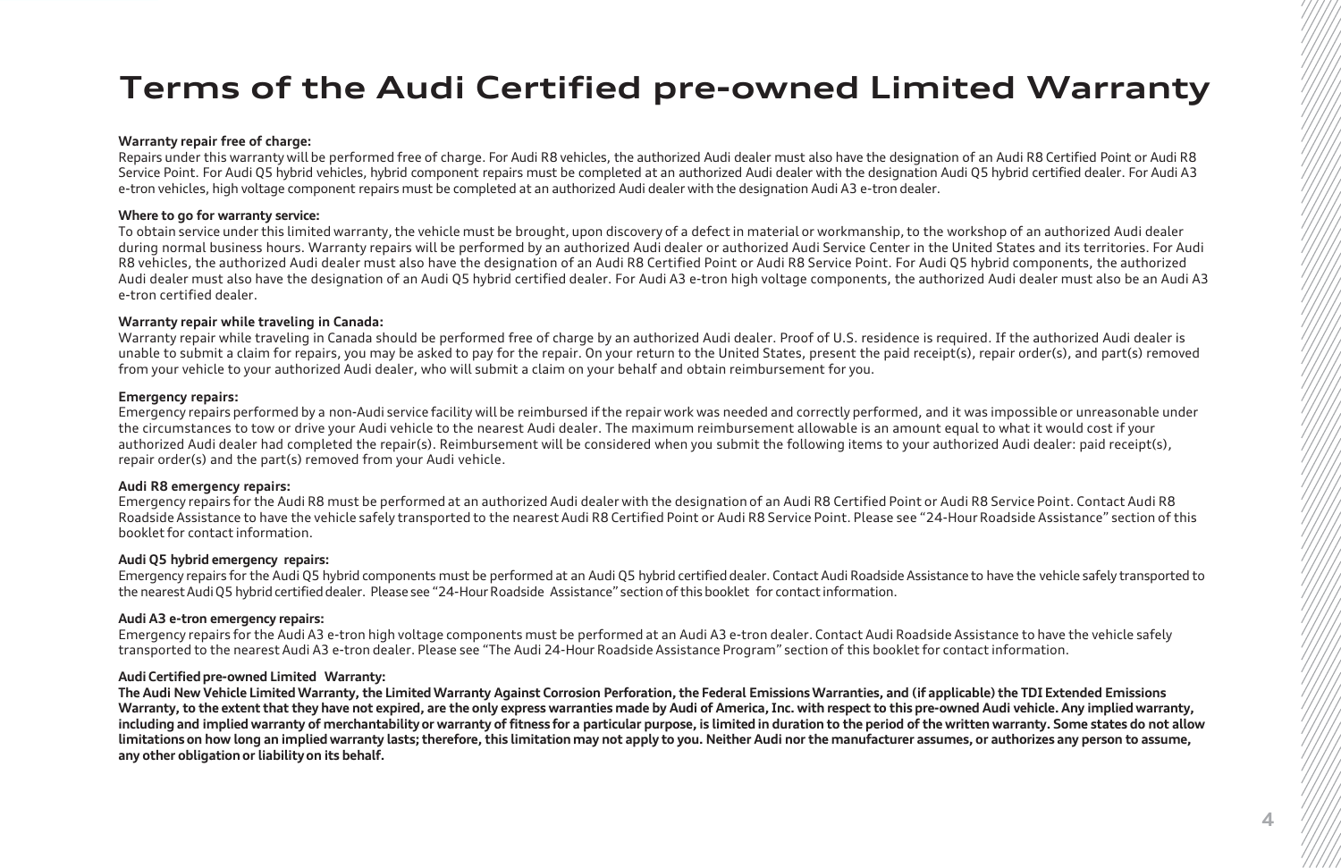# Terms of the Audi Certified pre-owned Limited Warranty

**Warranty repair free of charge:**
Repairs under this warranty will be performed free of charge. For Audi R8 vehicles, the authorized Audi dealer must also have the designation of an Audi R8 Certified Point or Audi R8 Service Point. For Audi Q5 hybrid vehicles, hybrid component repairs must be completed at an authorized Audi dealer with the designation Audi Q5 hybrid certified dealer. For Audi A3 e-tron vehicles, high voltage component repairs must be completed at an authorized Audi dealer with the designation Audi A3 e-tron dealer.

**Where to go for warranty service:**
To obtain service under this limited warranty, the vehicle must be brought, upon discovery of a defect in material or workmanship, to the workshop of an authorized Audi dealer during normal business hours. Warranty repairs will be performed by an authorized Audi dealer or authorized Audi Service Center in the United States and its territories. For Audi R8 vehicles, the authorized Audi dealer must also have the designation of an Audi R8 Certified Point or Audi R8 Service Point. For Audi Q5 hybrid components, the authorized Audi dealer must also have the designation of an Audi Q5 hybrid certified dealer. For Audi A3 e-tron high voltage components, the authorized Audi dealer must also be an Audi A3 e-tron certified dealer.

**Warranty repair while traveling in Canada:**
Warranty repair while traveling in Canada should be performed free of charge by an authorized Audi dealer. Proof of U.S. residence is required. If the authorized Audi dealer is unable to submit a claim for repairs, you may be asked to pay for the repair. On your return to the United States, present the paid receipt(s), repair order(s), and part(s) removed from your vehicle to your authorized Audi dealer, who will submit a claim on your behalf and obtain reimbursement for you.

**Emergency repairs:**
Emergency repairs performed by a non-Audi service facility will be reimbursed if the repair work was needed and correctly performed, and it was impossible or unreasonable under the circumstances to tow or drive your Audi vehicle to the nearest Audi dealer. The maximum reimbursement allowable is an amount equal to what it would cost if your authorized Audi dealer had completed the repair(s). Reimbursement will be considered when you submit the following items to your authorized Audi dealer: paid receipt(s), repair order(s) and the part(s) removed from your Audi vehicle.

**Audi R8 emergency repairs:**
Emergency repairs for the Audi R8 must be performed at an authorized Audi dealer with the designation of an Audi R8 Certified Point or Audi R8 Service Point. Contact Audi R8 Roadside Assistance to have the vehicle safely transported to the nearest Audi R8 Certified Point or Audi R8 Service Point. Please see "24-Hour Roadside Assistance" section of this booklet for contact information.

**Audi Q5 hybrid emergency repairs:**
Emergency repairs for the Audi Q5 hybrid components must be performed at an Audi Q5 hybrid certified dealer. Contact Audi Roadside Assistance to have the vehicle safely transported to the nearest Audi Q5 hybrid certified dealer. Please see "24-Hour Roadside Assistance" section of this booklet for contact information.

**Audi A3 e-tron emergency repairs:**
Emergency repairs for the Audi A3 e-tron high voltage components must be performed at an Audi A3 e-tron dealer. Contact Audi Roadside Assistance to have the vehicle safely transported to the nearest Audi A3 e-tron dealer. Please see "The Audi 24-Hour Roadside Assistance Program" section of this booklet for contact information.

**Audi Certified pre-owned Limited Warranty:**
**The Audi New Vehicle Limited Warranty, the Limited Warranty Against Corrosion Perforation, the Federal Emissions Warranties, and (if applicable) the TDI Extended Emissions Warranty, to the extent that they have not expired, are the only express warranties made by Audi of America, Inc. with respect to this pre-owned Audi vehicle. Any implied warranty, including and implied warranty of merchantability or warranty of fitness for a particular purpose, is limited in duration to the period of the written warranty. Some states do not allow limitations on how long an implied warranty lasts; therefore, this limitation may not apply to you. Neither Audi nor the manufacturer assumes, or authorizes any person to assume, any other obligation or liability on its behalf.**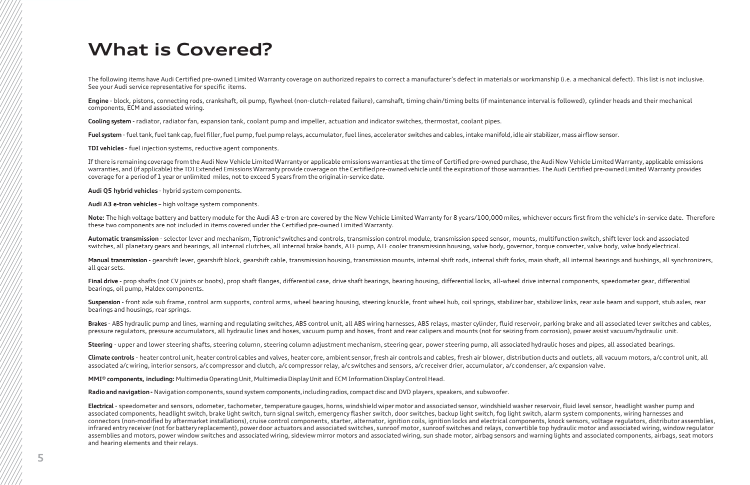# What is Covered?

The following items have Audi Certified pre-owned Limited Warranty coverage on authorized repairs to correct a manufacturer's defect in materials or workmanship (i.e. a mechanical defect). This list is not inclusive. See your Audi service representative for specific items.

**Engine** - block, pistons, connecting rods, crankshaft, oil pump, flywheel (non-clutch-related failure), camshaft, timing chain/timing belts (if maintenance interval is followed), cylinder heads and their mechanical components, ECM and associated wiring.

**Cooling system** - radiator, radiator fan, expansion tank, coolant pump and impeller, actuation and indicator switches, thermostat, coolant pipes.

**Fuel system** - fuel tank, fuel tank cap, fuel filler, fuel pump, fuel pump relays, accumulator, fuel lines, accelerator switches and cables, intake manifold, idle air stabilizer, mass airflow sensor.

**TDI vehicles** - fuel injection systems, reductive agent components.

If there is remaining coverage from the Audi New Vehicle Limited Warranty or applicable emissions warranties at the time of Certified pre-owned purchase, the Audi New Vehicle Limited Warranty, applicable emissions warranties, and (if applicable) the TDI Extended Emissions Warranty provide coverage on the Certified pre-owned vehicle until the expiration of those warranties. The Audi Certified pre-owned Limited Warranty provides coverage for a period of 1 year or unlimited miles, not to exceed 5 years from the original in-service date.

**Audi Q5 hybrid vehicles** - hybrid system components.

**Audi A3 e-tron vehicles** – high voltage system components.

**Note:** The high voltage battery and battery module for the Audi A3 e-tron are covered by the New Vehicle Limited Warranty for 8 years/100,000 miles, whichever occurs first from the vehicle's in-service date. Therefore these two components are not included in items covered under the Certified pre-owned Limited Warranty.

**Automatic transmission** - selector lever and mechanism, Tiptronic® switches and controls, transmission control module, transmission speed sensor, mounts, multifunction switch, shift lever lock and associated switches, all planetary gears and bearings, all internal clutches, all internal brake bands, ATF pump, ATF cooler transmission housing, valve body, governor, torque converter, valve body, valve body electrical.

**Manual transmission** - gearshift lever, gearshift block, gearshift cable, transmission housing, transmission mounts, internal shift rods, internal shift forks, main shaft, all internal bearings and bushings, all synchronizers, all gear sets.

**Final drive** - prop shafts (not CV joints or boots), prop shaft flanges, differential case, drive shaft bearings, bearing housing, differential locks, all-wheel drive internal components, speedometer gear, differential bearings, oil pump, Haldex components.

**Suspension** - front axle sub frame, control arm supports, control arms, wheel bearing housing, steering knuckle, front wheel hub, coil springs, stabilizer bar, stabilizer links, rear axle beam and support, stub axles, rear bearings and housings, rear springs.

**Brakes** - ABS hydraulic pump and lines, warning and regulating switches, ABS control unit, all ABS wiring harnesses, ABS relays, master cylinder, fluid reservoir, parking brake and all associated lever switches and cables, pressure regulators, pressure accumulators, all hydraulic lines and hoses, vacuum pump and hoses, front and rear calipers and mounts (not for seizing from corrosion), power assist vacuum/hydraulic unit.

**Steering** - upper and lower steering shafts, steering column, steering column adjustment mechanism, steering gear, power steering pump, all associated hydraulic hoses and pipes, all associated bearings.

**Climate controls** - heater control unit, heater control cables and valves, heater core, ambient sensor, fresh air controls and cables, fresh air blower, distribution ducts and outlets, all vacuum motors, a/c control unit, all associated a/c wiring, interior sensors, a/c compressor and clutch, a/c compressor relay, a/c switches and sensors, a/c receiver drier, accumulator, a/c condenser, a/c expansion valve.

**MMI® components, including:** Multimedia Operating Unit, Multimedia Display Unit and ECM Information Display Control Head.

**Radio and navigation -** Navigation components, sound system components, including radios, compact disc and DVD players, speakers, and subwoofer.

**Electrical** - speedometer and sensors, odometer, tachometer, temperature gauges, horns, windshield wiper motor and associated sensor, windshield washer reservoir, fluid level sensor, headlight washer pump and associated components, headlight switch, brake light switch, turn signal switch, emergency flasher switch, door switches, backup light switch, fog light switch, alarm system components, wiring harnesses and connectors (non-modified by aftermarket installations), cruise control components, starter, alternator, ignition coils, ignition locks and electrical components, knock sensors, voltage regulators, distributor assemblies, infrared entry receiver (not for battery replacement), power door actuators and associated switches, sunroof motor, sunroof switches and relays, convertible top hydraulic motor and associated wiring, window regulator assemblies and motors, power window switches and associated wiring, sideview mirror motors and associated wiring, sun shade motor, airbag sensors and warning lights and associated components, airbags, seat motors and hearing elements and their relays.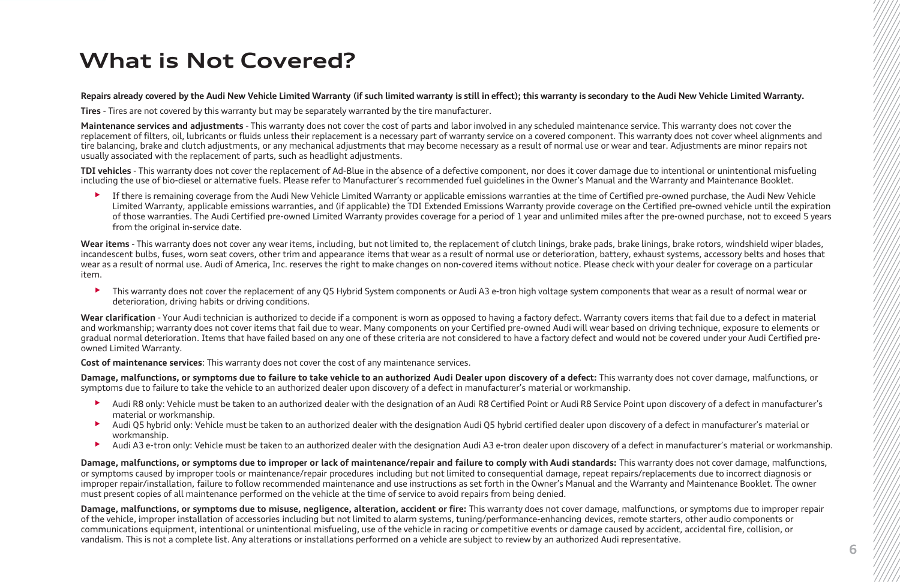# What is Not Covered?

**Repairs already covered by the Audi New Vehicle Limited Warranty (if such limited warranty is still in effect); this warranty is secondary to the Audi New Vehicle Limited Warranty.**

**Tires** - Tires are not covered by this warranty but may be separately warranted by the tire manufacturer.

**Maintenance services and adjustments** - This warranty does not cover the cost of parts and labor involved in any scheduled maintenance service. This warranty does not cover the replacement of filters, oil, lubricants or fluids unless their replacement is a necessary part of warranty service on a covered component. This warranty does not cover wheel alignments and tire balancing, brake and clutch adjustments, or any mechanical adjustments that may become necessary as a result of normal use or wear and tear. Adjustments are minor repairs not usually associated with the replacement of parts, such as headlight adjustments.

**TDI vehicles** - This warranty does not cover the replacement of Ad-Blue in the absence of a defective component, nor does it cover damage due to intentional or unintentional misfueling including the use of bio-diesel or alternative fuels. Please refer to Manufacturer's recommended fuel guidelines in the Owner's Manual and the Warranty and Maintenance Booklet.

- If there is remaining coverage from the Audi New Vehicle Limited Warranty or applicable emissions warranties at the time of Certified pre-owned purchase, the Audi New Vehicle Limited Warranty, applicable emissions warranties, and (if applicable) the TDI Extended Emissions Warranty provide coverage on the Certified pre-owned vehicle until the expiration of those warranties. The Audi Certified pre-owned Limited Warranty provides coverage for a period of 1 year and unlimited miles after the pre-owned purchase, not to exceed 5 years from the original in-service date.

**Wear items** - This warranty does not cover any wear items, including, but not limited to, the replacement of clutch linings, brake pads, brake linings, brake rotors, windshield wiper blades, incandescent bulbs, fuses, worn seat covers, other trim and appearance items that wear as a result of normal use or deterioration, battery, exhaust systems, accessory belts and hoses that wear as a result of normal use. Audi of America, Inc. reserves the right to make changes on non-covered items without notice. Please check with your dealer for coverage on a particular item.

- This warranty does not cover the replacement of any Q5 Hybrid System components or Audi A3 e-tron high voltage system components that wear as a result of normal wear or deterioration, driving habits or driving conditions.

**Wear clarification** - Your Audi technician is authorized to decide if a component is worn as opposed to having a factory defect. Warranty covers items that fail due to a defect in material and workmanship; warranty does not cover items that fail due to wear. Many components on your Certified pre-owned Audi will wear based on driving technique, exposure to elements or gradual normal deterioration. Items that have failed based on any one of these criteria are not considered to have a factory defect and would not be covered under your Audi Certified pre-owned Limited Warranty.

**Cost of maintenance services**: This warranty does not cover the cost of any maintenance services.

**Damage, malfunctions, or symptoms due to failure to take vehicle to an authorized Audi Dealer upon discovery of a defect:** This warranty does not cover damage, malfunctions, or symptoms due to failure to take the vehicle to an authorized dealer upon discovery of a defect in manufacturer's material or workmanship.

- Audi R8 only: Vehicle must be taken to an authorized dealer with the designation of an Audi R8 Certified Point or Audi R8 Service Point upon discovery of a defect in manufacturer's material or workmanship.
- Audi Q5 hybrid only: Vehicle must be taken to an authorized dealer with the designation Audi Q5 hybrid certified dealer upon discovery of a defect in manufacturer's material or workmanship.
- Audi A3 e-tron only: Vehicle must be taken to an authorized dealer with the designation Audi A3 e-tron dealer upon discovery of a defect in manufacturer's material or workmanship.

**Damage, malfunctions, or symptoms due to improper or lack of maintenance/repair and failure to comply with Audi standards:** This warranty does not cover damage, malfunctions, or symptoms caused by improper tools or maintenance/repair procedures including but not limited to consequential damage, repeat repairs/replacements due to incorrect diagnosis or improper repair/installation, failure to follow recommended maintenance and use instructions as set forth in the Owner's Manual and the Warranty and Maintenance Booklet. The owner must present copies of all maintenance performed on the vehicle at the time of service to avoid repairs from being denied.

**Damage, malfunctions, or symptoms due to misuse, negligence, alteration, accident or fire:** This warranty does not cover damage, malfunctions, or symptoms due to improper repair of the vehicle, improper installation of accessories including but not limited to alarm systems, tuning/performance-enhancing devices, remote starters, other audio components or communications equipment, intentional or unintentional misfueling, use of the vehicle in racing or competitive events or damage caused by accident, accidental fire, collision, or vandalism. This is not a complete list. Any alterations or installations performed on a vehicle are subject to review by an authorized Audi representative.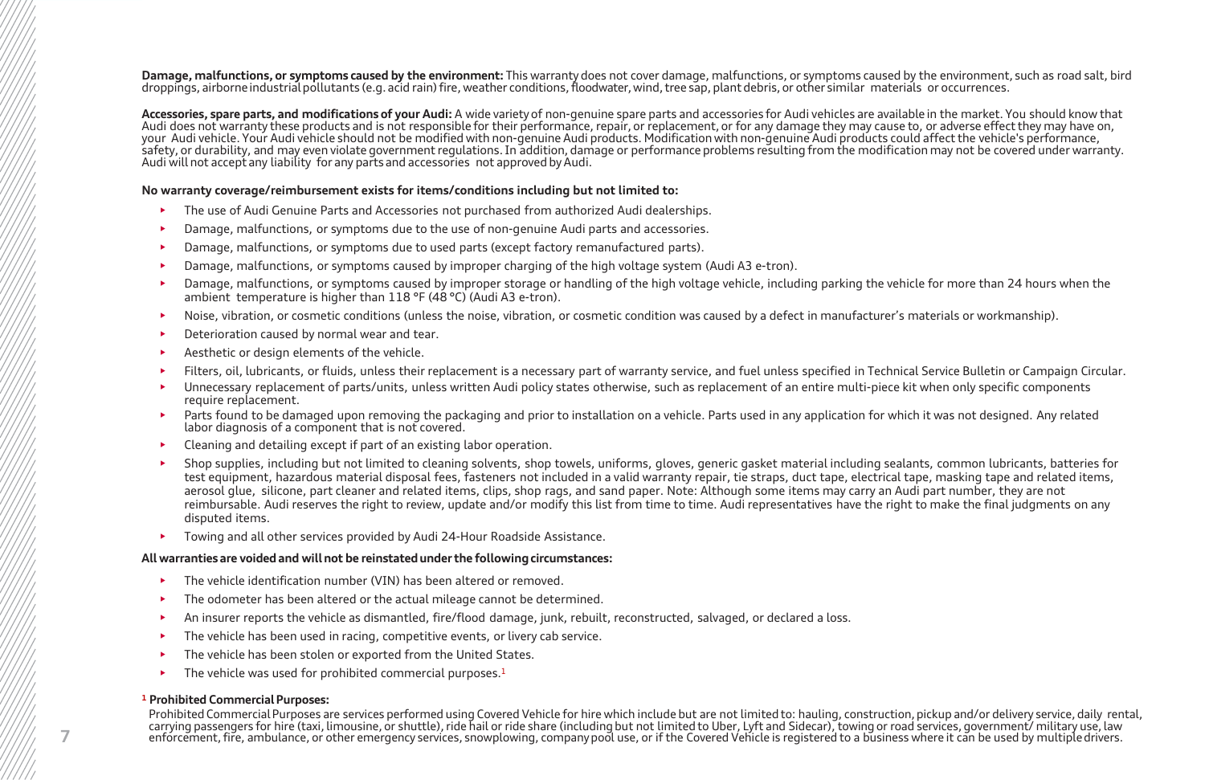**Damage, malfunctions, or symptoms caused by the environment:** This warranty does not cover damage, malfunctions, or symptoms caused by the environment, such as road salt, bird droppings, airborne industrial pollutants (e.g. acid rain) fire, weather conditions, floodwater, wind, tree sap, plant debris, or other similar materials or occurrences.

**Accessories, spare parts, and modifications of your Audi:** A wide variety of non-genuine spare parts and accessories for Audi vehicles are available in the market. You should know that Audi does not warranty these products and is not responsible for their performance, repair, or replacement, or for any damage they may cause to, or adverse effect they may have on, your Audi vehicle. Your Audi vehicle should not be modified with non-genuine Audi products. Modification with non-genuine Audi products could affect the vehicle's performance, safety, or durability, and may even violate government regulations. In addition, damage or performance problems resulting from the modification may not be covered under warranty. Audi will not accept any liability for any parts and accessories not approved by Audi.

**No warranty coverage/reimbursement exists for items/conditions including but not limited to:**

- The use of Audi Genuine Parts and Accessories not purchased from authorized Audi dealerships.
- Damage, malfunctions, or symptoms due to the use of non-genuine Audi parts and accessories.
- Damage, malfunctions, or symptoms due to used parts (except factory remanufactured parts).
- Damage, malfunctions, or symptoms caused by improper charging of the high voltage system (Audi A3 e-tron).
- Damage, malfunctions, or symptoms caused by improper storage or handling of the high voltage vehicle, including parking the vehicle for more than 24 hours when the ambient temperature is higher than 118 °F (48 °C) (Audi A3 e-tron).
- Noise, vibration, or cosmetic conditions (unless the noise, vibration, or cosmetic condition was caused by a defect in manufacturer's materials or workmanship).
- Deterioration caused by normal wear and tear.
- Aesthetic or design elements of the vehicle.
- Filters, oil, lubricants, or fluids, unless their replacement is a necessary part of warranty service, and fuel unless specified in Technical Service Bulletin or Campaign Circular.
- Unnecessary replacement of parts/units, unless written Audi policy states otherwise, such as replacement of an entire multi-piece kit when only specific components require replacement.
- Parts found to be damaged upon removing the packaging and prior to installation on a vehicle. Parts used in any application for which it was not designed. Any related labor diagnosis of a component that is not covered.
- Cleaning and detailing except if part of an existing labor operation.
- Shop supplies, including but not limited to cleaning solvents, shop towels, uniforms, gloves, generic gasket material including sealants, common lubricants, batteries for test equipment, hazardous material disposal fees, fasteners not included in a valid warranty repair, tie straps, duct tape, electrical tape, masking tape and related items, aerosol glue, silicone, part cleaner and related items, clips, shop rags, and sand paper. Note: Although some items may carry an Audi part number, they are not reimbursable. Audi reserves the right to review, update and/or modify this list from time to time. Audi representatives have the right to make the final judgments on any disputed items.
- Towing and all other services provided by Audi 24-Hour Roadside Assistance.

**All warranties are voided and will not be reinstated under the following circumstances:**

- The vehicle identification number (VIN) has been altered or removed.
- The odometer has been altered or the actual mileage cannot be determined.
- An insurer reports the vehicle as dismantled, fire/flood damage, junk, rebuilt, reconstructed, salvaged, or declared a loss.
- The vehicle has been used in racing, competitive events, or livery cab service.
- The vehicle has been stolen or exported from the United States.
- The vehicle was used for prohibited commercial purposes.[1]

[1] **Prohibited Commercial Purposes:**

Prohibited Commercial Purposes are services performed using Covered Vehicle for hire which include but are not limited to: hauling, construction, pickup and/or delivery service, daily rental, carrying passengers for hire (taxi, limousine, or shuttle), ride hail or ride share (including but not limited to Uber, Lyft and Sidecar), towing or road services, government/ military use, law enforcement, fire, ambulance, or other emergency services, snowplowing, company pool use, or if the Covered Vehicle is registered to a business where it can be used by multiple drivers.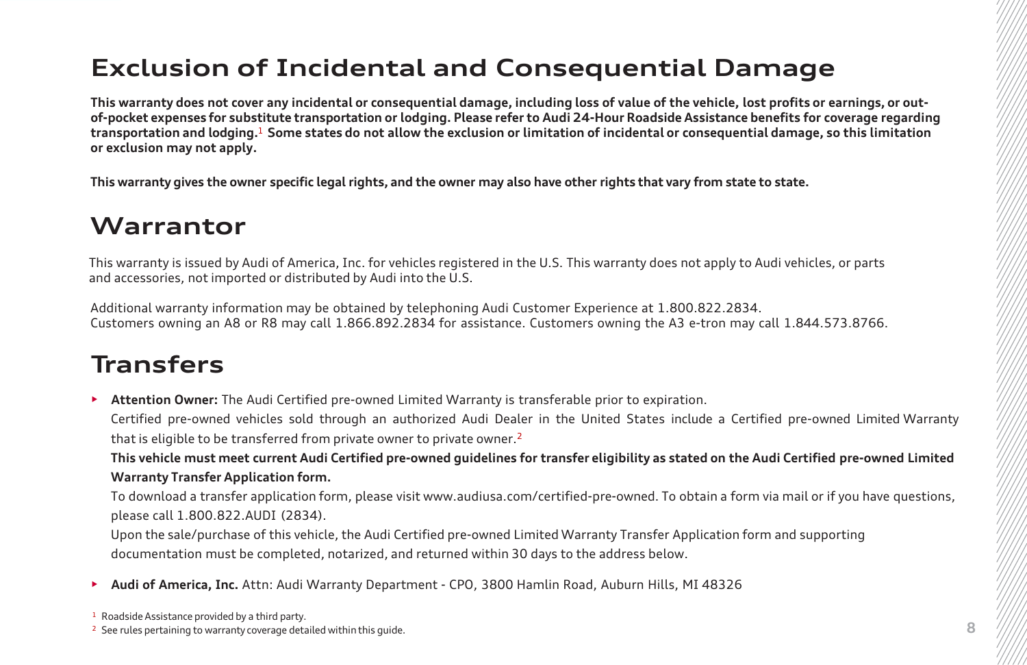## Exclusion of Incidental and Consequential Damage

**This warranty does not cover any incidental or consequential damage, including loss of value of the vehicle, lost profits or earnings, or out-of-pocket expenses for substitute transportation or lodging. Please refer to Audi 24-Hour Roadside Assistance benefits for coverage regarding transportation and lodging.[1] Some states do not allow the exclusion or limitation of incidental or consequential damage, so this limitation or exclusion may not apply.**

**This warranty gives the owner specific legal rights, and the owner may also have other rights that vary from state to state.**

## Warrantor

This warranty is issued by Audi of America, Inc. for vehicles registered in the U.S. This warranty does not apply to Audi vehicles, or parts and accessories, not imported or distributed by Audi into the U.S.

Additional warranty information may be obtained by telephoning Audi Customer Experience at 1.800.822.2834.
Customers owning an A8 or R8 may call 1.866.892.2834 for assistance. Customers owning the A3 e-tron may call 1.844.573.8766.

## Transfers

- **Attention Owner:** The Audi Certified pre-owned Limited Warranty is transferable prior to expiration.

  Certified pre-owned vehicles sold through an authorized Audi Dealer in the United States include a Certified pre-owned Limited Warranty that is eligible to be transferred from private owner to private owner.[2]

  **This vehicle must meet current Audi Certified pre-owned guidelines for transfer eligibility as stated on the Audi Certified pre-owned Limited Warranty Transfer Application form.**

  To download a transfer application form, please visit www.audiusa.com/certified-pre-owned. To obtain a form via mail or if you have questions, please call 1.800.822.AUDI (2834).

  Upon the sale/purchase of this vehicle, the Audi Certified pre-owned Limited Warranty Transfer Application form and supporting documentation must be completed, notarized, and returned within 30 days to the address below.

- **Audi of America, Inc.** Attn: Audi Warranty Department - CPO, 3800 Hamlin Road, Auburn Hills, MI 48326

[1] Roadside Assistance provided by a third party.

[2] See rules pertaining to warranty coverage detailed within this guide.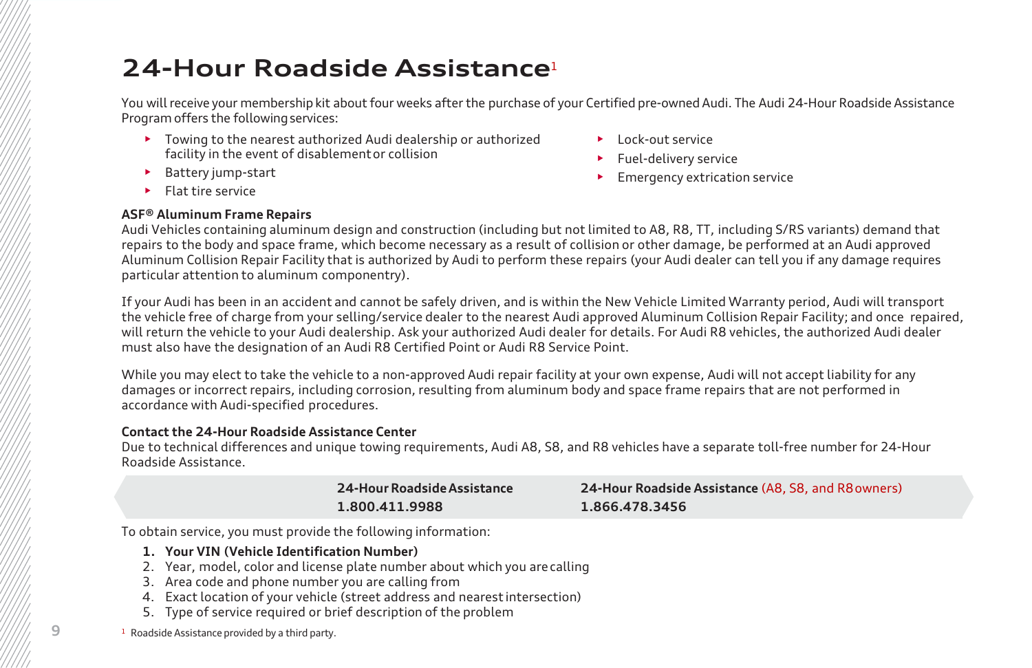# 24-Hour Roadside Assistance[1]

You will receive your membership kit about four weeks after the purchase of your Certified pre-owned Audi. The Audi 24-Hour Roadside Assistance Program offers the following services:

- Towing to the nearest authorized Audi dealership or authorized facility in the event of disablement or collision
- Battery jump-start
- Flat tire service
- Lock-out service
- Fuel-delivery service
- Emergency extrication service

**ASF® Aluminum Frame Repairs**

Audi Vehicles containing aluminum design and construction (including but not limited to A8, R8, TT, including S/RS variants) demand that repairs to the body and space frame, which become necessary as a result of collision or other damage, be performed at an Audi approved Aluminum Collision Repair Facility that is authorized by Audi to perform these repairs (your Audi dealer can tell you if any damage requires particular attention to aluminum componentry).

If your Audi has been in an accident and cannot be safely driven, and is within the New Vehicle Limited Warranty period, Audi will transport the vehicle free of charge from your selling/service dealer to the nearest Audi approved Aluminum Collision Repair Facility; and once repaired, will return the vehicle to your Audi dealership. Ask your authorized Audi dealer for details. For Audi R8 vehicles, the authorized Audi dealer must also have the designation of an Audi R8 Certified Point or Audi R8 Service Point.

While you may elect to take the vehicle to a non-approved Audi repair facility at your own expense, Audi will not accept liability for any damages or incorrect repairs, including corrosion, resulting from aluminum body and space frame repairs that are not performed in accordance with Audi-specified procedures.

**Contact the 24-Hour Roadside Assistance Center**

Due to technical differences and unique towing requirements, Audi A8, S8, and R8 vehicles have a separate toll-free number for 24-Hour Roadside Assistance.

| **24-Hour Roadside Assistance** | **24-Hour Roadside Assistance** (A8, S8, and R8 owners) |
|---|---|
| **1.800.411.9988** | **1.866.478.3456** |

To obtain service, you must provide the following information:

1. **Your VIN (Vehicle Identification Number)**
2. Year, model, color and license plate number about which you are calling
3. Area code and phone number you are calling from
4. Exact location of your vehicle (street address and nearest intersection)
5. Type of service required or brief description of the problem

[1] Roadside Assistance provided by a third party.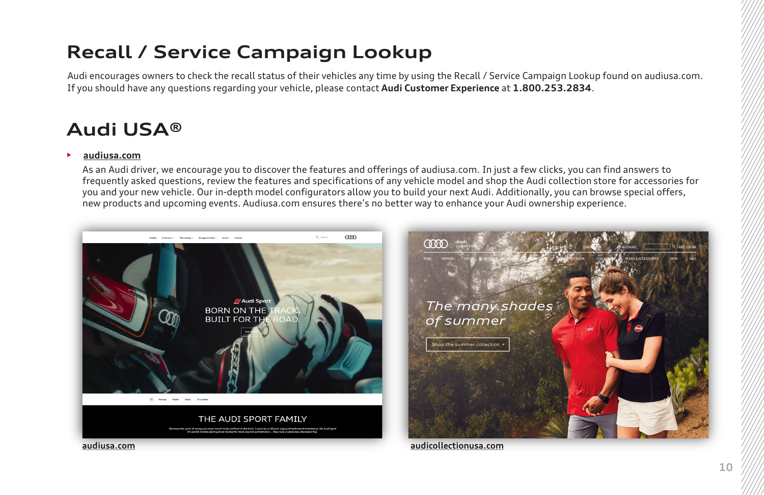# Recall / Service Campaign Lookup

Audi encourages owners to check the recall status of their vehicles any time by using the Recall / Service Campaign Lookup found on audiusa.com. If you should have any questions regarding your vehicle, please contact **Audi Customer Experience** at **1.800.253.2834**.

# Audi USA®

- **audiusa.com**

  As an Audi driver, we encourage you to discover the features and offerings of audiusa.com. In just a few clicks, you can find answers to frequently asked questions, review the features and specifications of any vehicle model and shop the Audi collection store for accessories for you and your new vehicle. Our in-depth model configurators allow you to build your next Audi. Additionally, you can browse special offers, new products and upcoming events. Audiusa.com ensures there's no better way to enhance your Audi ownership experience.

**audiusa.com**

**audicollectionusa.com**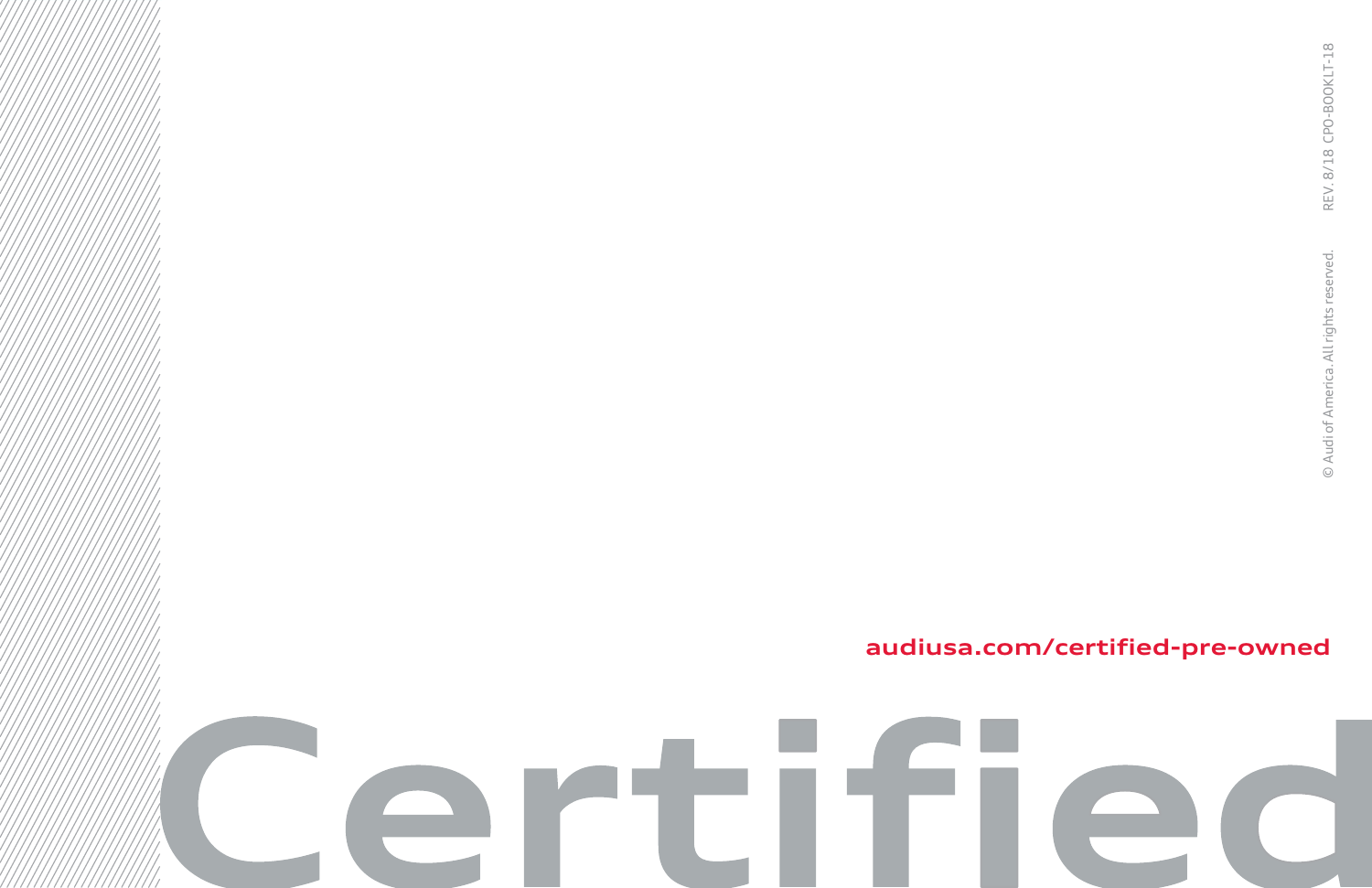© Audi of America. All rights reserved.    REV. 8/18 CPO-BOOKLT-18

audiusa.com/certified-pre-owned

# Certified